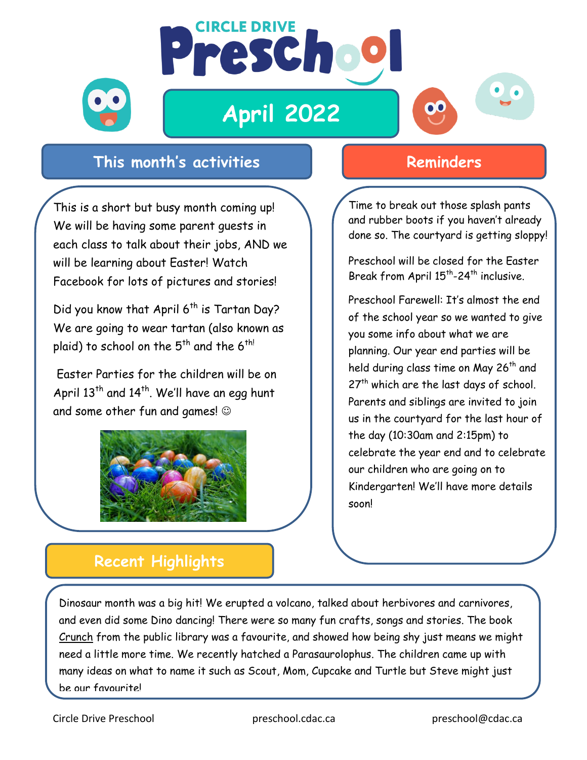# CIRCLE DRIVE Preschool

## April 2022

## This month's activities

This is a short but busy month coming up! We will be having some parent guests in each class to talk about their jobs, AND we will be learning about Easter! Watch Facebook for lots of pictures and stories!

Did you know that April 6th is Tartan Day? We are going to wear tartan (also known as plaid) to school on the 5th and the 6th!

Easter Parties for the children will be on April 13th and 14th. We'll have an egg hunt and some other fun and games! ☺

## Reminders

Time to break out those splash pants and rubber boots if you haven't already done so. The courtyard is getting sloppy!

Preschool will be closed for the Easter Break from April 15th-24th inclusive.

Preschool Farewell: It's almost the end of the school year so we wanted to give you some info about what we are planning. Our year end parties will be held during class time on May 26th and 27th which are the last days of school. Parents and siblings are invited to join us in the courtyard for the last hour of the day (10:30am and 2:15pm) to celebrate the year end and to celebrate our children who are going on to Kindergarten! We'll have more details soon!

## Recent Highlights

Dinosaur month was a big hit! We erupted a volcano, talked about herbivores and carnivores, and even did some Dino dancing! There were so many fun crafts, songs and stories. The book Crunch from the public library was a favourite, and showed how being shy just means we might need a little more time. We recently hatched a Parasaurolophus. The children came up with many ideas on what to name it such as Scout, Mom, Cupcake and Turtle but Steve might just be our favourite!

Circle Drive Preschool | preschool.cdac.ca | preschool@cdac.ca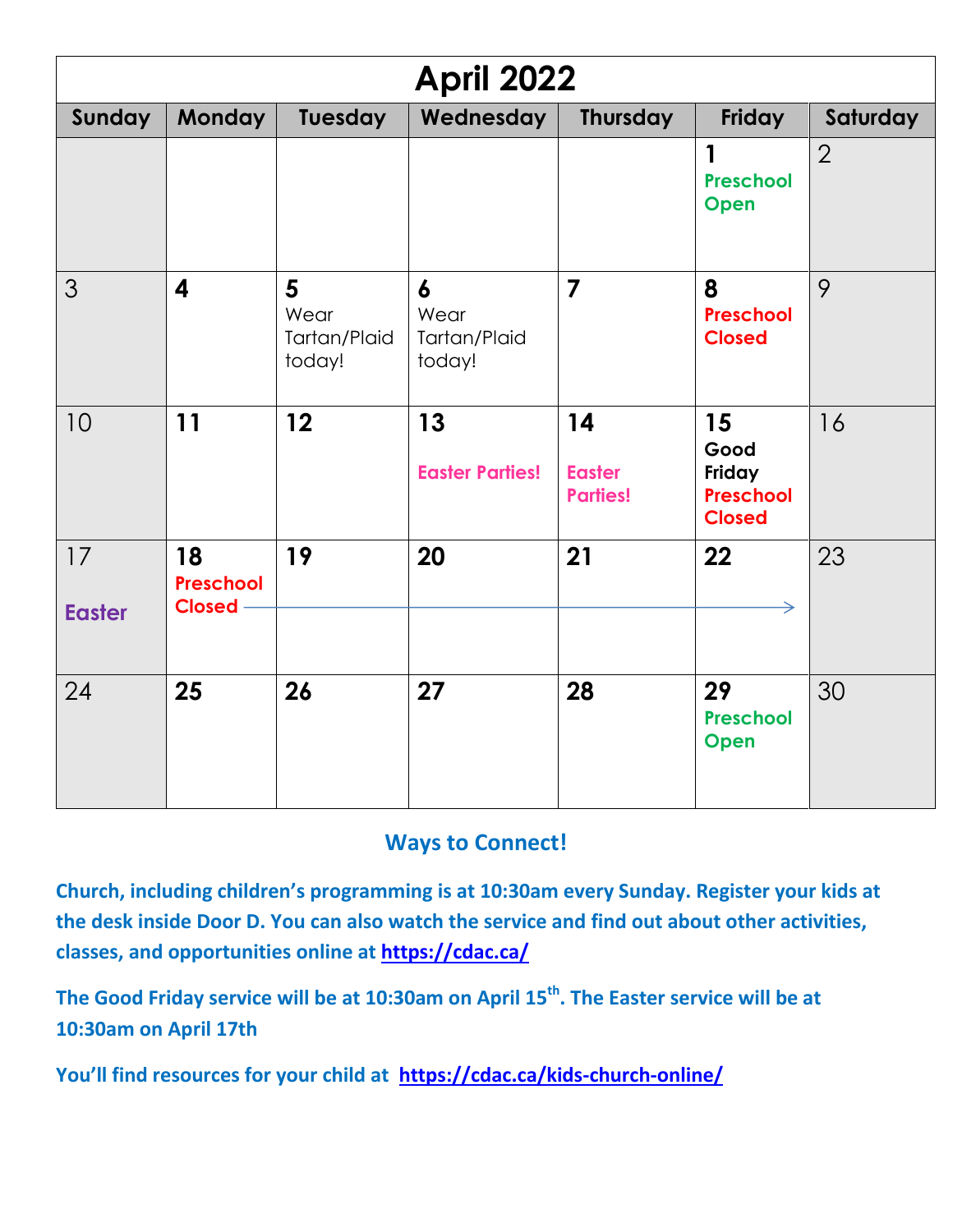| April 2022 | | | | | | |
|---|---|---|---|---|---|---|
| **Sunday** | **Monday** | **Tuesday** | **Wednesday** | **Thursday** | **Friday** | **Saturday** |
| | | | | | **1** Preschool Open | 2 |
| 3 | **4** | **5** Wear Tartan/Plaid today! | **6** Wear Tartan/Plaid today! | **7** | **8** Preschool Closed | 9 |
| 10 | **11** | **12** | **13** Easter Parties! | **14** Easter Parties! | **15** Good Friday Preschool Closed | 16 |
| 17 Easter | **18** Preschool Closed → | **19** | **20** | **21** | **22** | 23 |
| 24 | **25** | **26** | **27** | **28** | **29** Preschool Open | 30 |

## Ways to Connect!

**Church, including children's programming is at 10:30am every Sunday. Register your kids at the desk inside Door D. You can also watch the service and find out about other activities, classes, and opportunities online at https://cdac.ca/**

**The Good Friday service will be at 10:30am on April 15th. The Easter service will be at 10:30am on April 17th**

**You'll find resources for your child at https://cdac.ca/kids-church-online/**